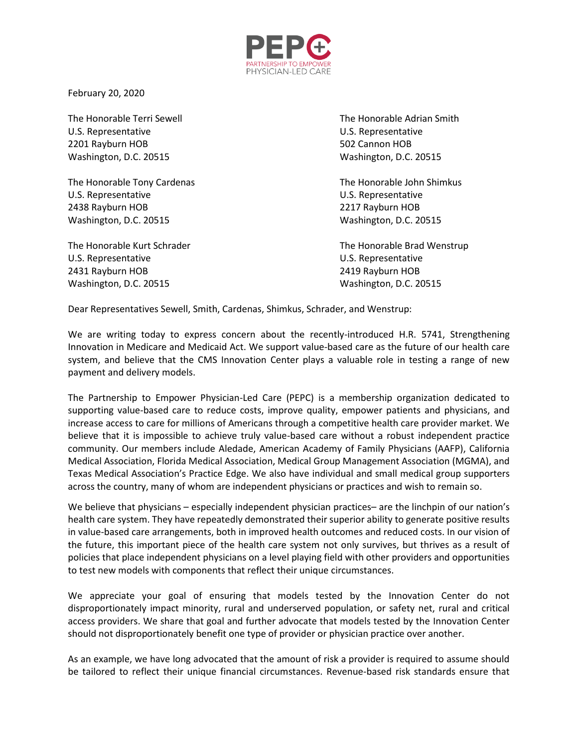PEPC
PARTNERSHIP TO EMPOWER
PHYSICIAN-LED CARE

February 20, 2020

The Honorable Terri Sewell
U.S. Representative
2201 Rayburn HOB
Washington, D.C. 20515

The Honorable Adrian Smith
U.S. Representative
502 Cannon HOB
Washington, D.C. 20515

The Honorable Tony Cardenas
U.S. Representative
2438 Rayburn HOB
Washington, D.C. 20515

The Honorable John Shimkus
U.S. Representative
2217 Rayburn HOB
Washington, D.C. 20515

The Honorable Kurt Schrader
U.S. Representative
2431 Rayburn HOB
Washington, D.C. 20515

The Honorable Brad Wenstrup
U.S. Representative
2419 Rayburn HOB
Washington, D.C. 20515

Dear Representatives Sewell, Smith, Cardenas, Shimkus, Schrader, and Wenstrup:

We are writing today to express concern about the recently-introduced H.R. 5741, Strengthening Innovation in Medicare and Medicaid Act. We support value-based care as the future of our health care system, and believe that the CMS Innovation Center plays a valuable role in testing a range of new payment and delivery models.

The Partnership to Empower Physician-Led Care (PEPC) is a membership organization dedicated to supporting value-based care to reduce costs, improve quality, empower patients and physicians, and increase access to care for millions of Americans through a competitive health care provider market. We believe that it is impossible to achieve truly value-based care without a robust independent practice community. Our members include Aledade, American Academy of Family Physicians (AAFP), California Medical Association, Florida Medical Association, Medical Group Management Association (MGMA), and Texas Medical Association's Practice Edge. We also have individual and small medical group supporters across the country, many of whom are independent physicians or practices and wish to remain so.

We believe that physicians – especially independent physician practices– are the linchpin of our nation's health care system. They have repeatedly demonstrated their superior ability to generate positive results in value-based care arrangements, both in improved health outcomes and reduced costs. In our vision of the future, this important piece of the health care system not only survives, but thrives as a result of policies that place independent physicians on a level playing field with other providers and opportunities to test new models with components that reflect their unique circumstances.

We appreciate your goal of ensuring that models tested by the Innovation Center do not disproportionately impact minority, rural and underserved population, or safety net, rural and critical access providers. We share that goal and further advocate that models tested by the Innovation Center should not disproportionately benefit one type of provider or physician practice over another.

As an example, we have long advocated that the amount of risk a provider is required to assume should be tailored to reflect their unique financial circumstances. Revenue-based risk standards ensure that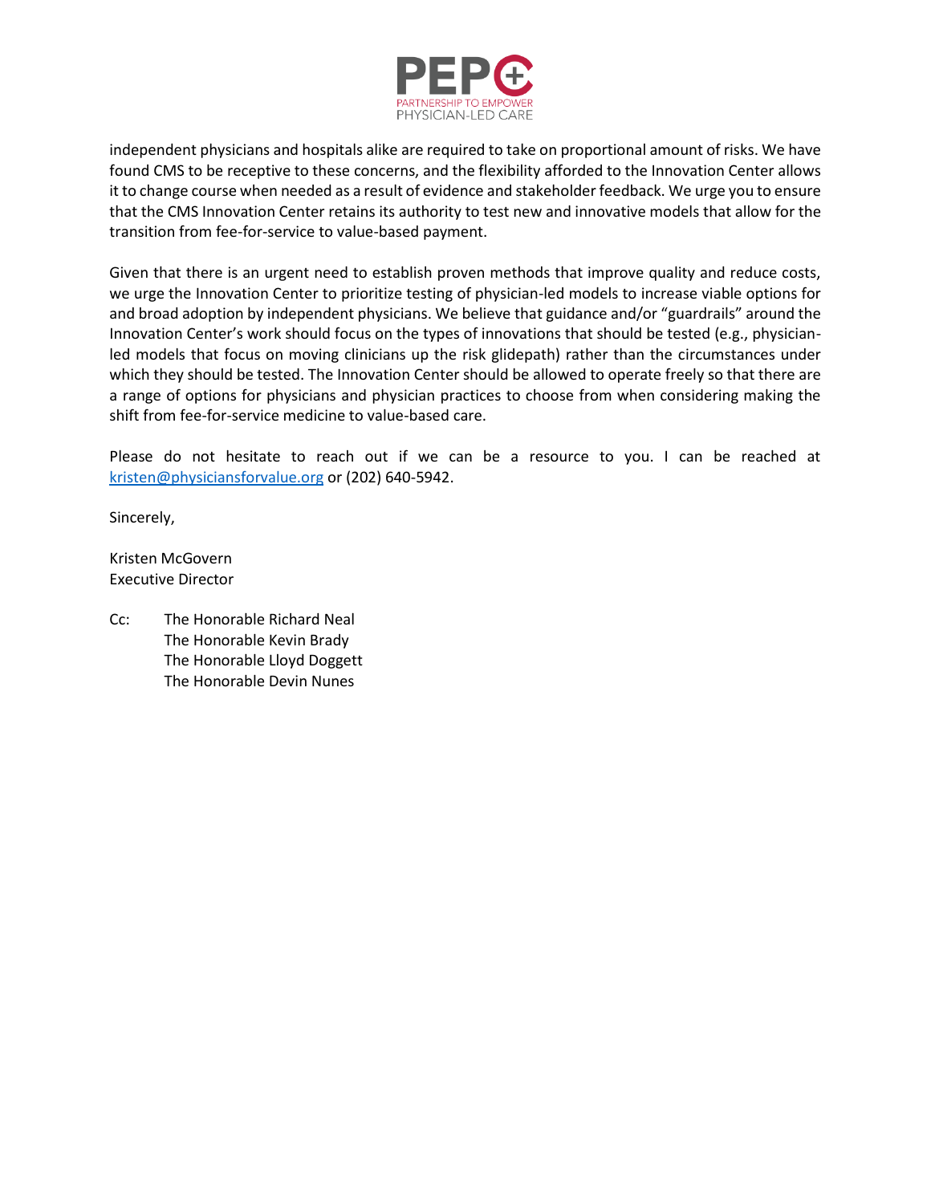independent physicians and hospitals alike are required to take on proportional amount of risks. We have found CMS to be receptive to these concerns, and the flexibility afforded to the Innovation Center allows it to change course when needed as a result of evidence and stakeholder feedback. We urge you to ensure that the CMS Innovation Center retains its authority to test new and innovative models that allow for the transition from fee-for-service to value-based payment.

Given that there is an urgent need to establish proven methods that improve quality and reduce costs, we urge the Innovation Center to prioritize testing of physician-led models to increase viable options for and broad adoption by independent physicians. We believe that guidance and/or "guardrails" around the Innovation Center's work should focus on the types of innovations that should be tested (e.g., physician-led models that focus on moving clinicians up the risk glidepath) rather than the circumstances under which they should be tested. The Innovation Center should be allowed to operate freely so that there are a range of options for physicians and physician practices to choose from when considering making the shift from fee-for-service medicine to value-based care.

Please do not hesitate to reach out if we can be a resource to you. I can be reached at kristen@physiciansforvalue.org or (202) 640-5942.

Sincerely,

Kristen McGovern
Executive Director

Cc: The Honorable Richard Neal
The Honorable Kevin Brady
The Honorable Lloyd Doggett
The Honorable Devin Nunes